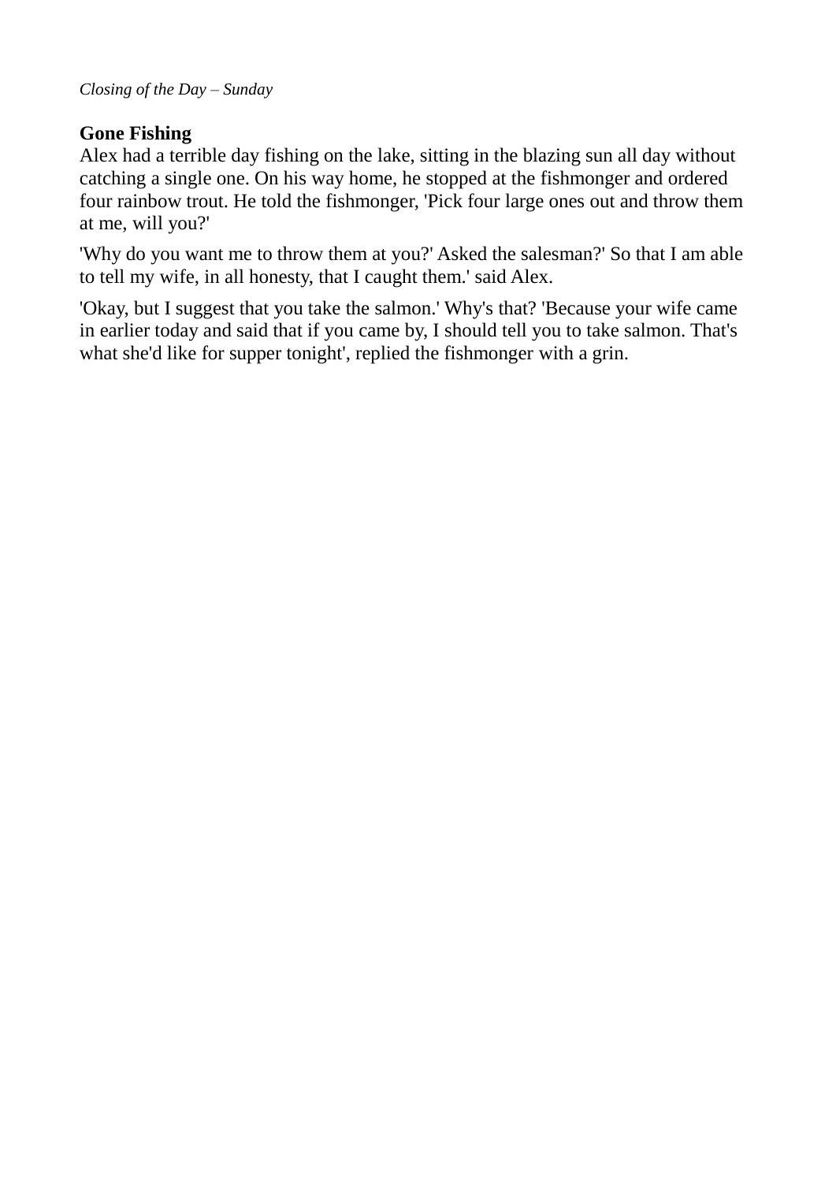*Closing of the Day – Sunday*

**Gone Fishing**

Alex had a terrible day fishing on the lake, sitting in the blazing sun all day without catching a single one. On his way home, he stopped at the fishmonger and ordered four rainbow trout. He told the fishmonger, 'Pick four large ones out and throw them at me, will you?'

'Why do you want me to throw them at you?' Asked the salesman?' So that I am able to tell my wife, in all honesty, that I caught them.' said Alex.

'Okay, but I suggest that you take the salmon.' Why's that? 'Because your wife came in earlier today and said that if you came by, I should tell you to take salmon. That's what she'd like for supper tonight', replied the fishmonger with a grin.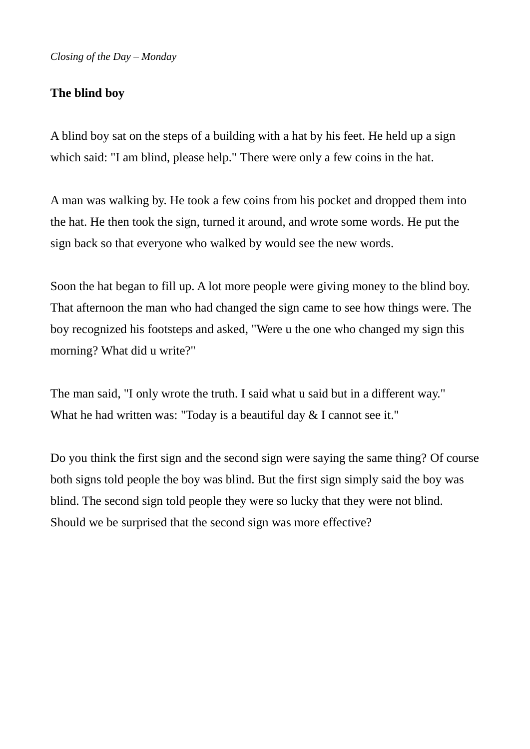*Closing of the Day – Monday*

**The blind boy**

A blind boy sat on the steps of a building with a hat by his feet. He held up a sign which said: "I am blind, please help." There were only a few coins in the hat.

A man was walking by. He took a few coins from his pocket and dropped them into the hat. He then took the sign, turned it around, and wrote some words. He put the sign back so that everyone who walked by would see the new words.

Soon the hat began to fill up. A lot more people were giving money to the blind boy. That afternoon the man who had changed the sign came to see how things were. The boy recognized his footsteps and asked, "Were u the one who changed my sign this morning? What did u write?"

The man said, "I only wrote the truth. I said what u said but in a different way." What he had written was: "Today is a beautiful day & I cannot see it."

Do you think the first sign and the second sign were saying the same thing? Of course both signs told people the boy was blind. But the first sign simply said the boy was blind. The second sign told people they were so lucky that they were not blind. Should we be surprised that the second sign was more effective?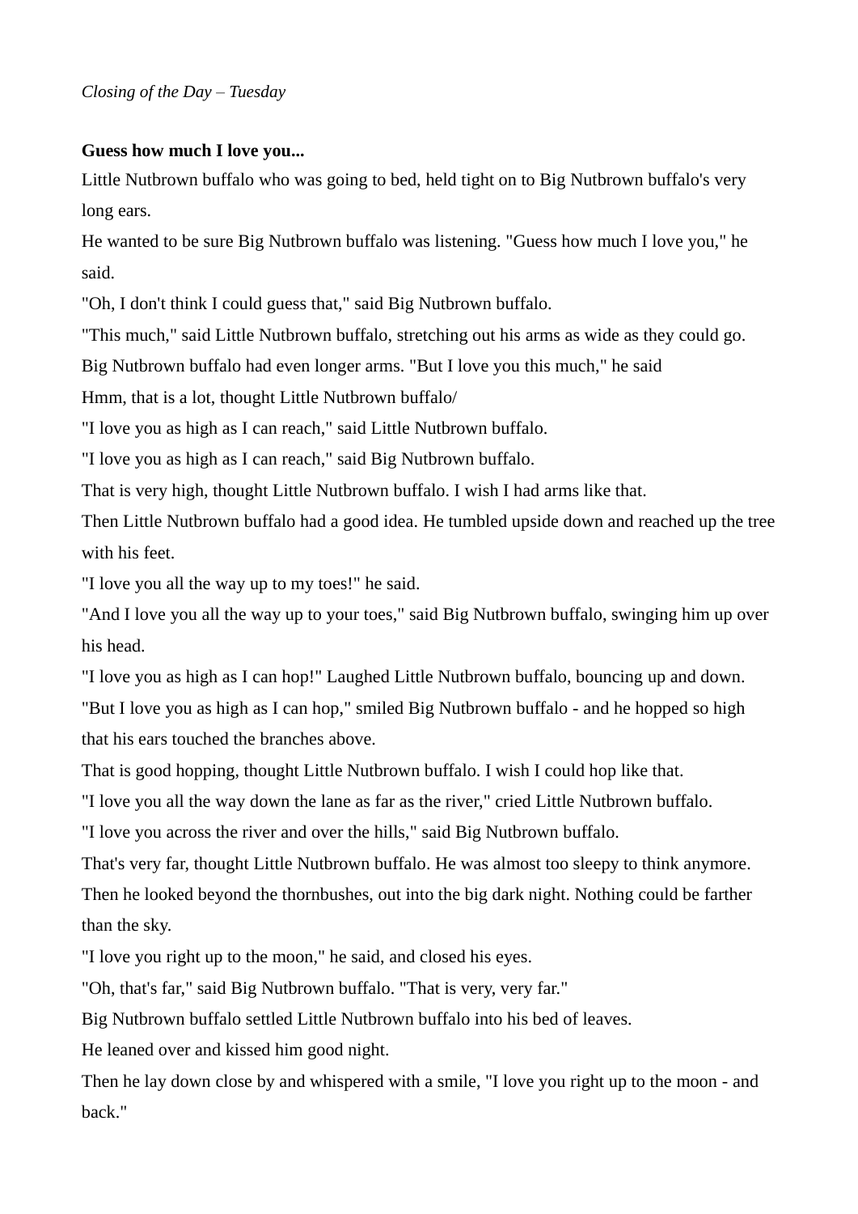*Closing of the Day – Tuesday*

**Guess how much I love you...**

Little Nutbrown buffalo who was going to bed, held tight on to Big Nutbrown buffalo's very long ears.

He wanted to be sure Big Nutbrown buffalo was listening. "Guess how much I love you," he said.

"Oh, I don't think I could guess that," said Big Nutbrown buffalo.

"This much," said Little Nutbrown buffalo, stretching out his arms as wide as they could go.

Big Nutbrown buffalo had even longer arms. "But I love you this much," he said

Hmm, that is a lot, thought Little Nutbrown buffalo/

"I love you as high as I can reach," said Little Nutbrown buffalo.

"I love you as high as I can reach," said Big Nutbrown buffalo.

That is very high, thought Little Nutbrown buffalo. I wish I had arms like that.

Then Little Nutbrown buffalo had a good idea. He tumbled upside down and reached up the tree with his feet.

"I love you all the way up to my toes!" he said.

"And I love you all the way up to your toes," said Big Nutbrown buffalo, swinging him up over his head.

"I love you as high as I can hop!" Laughed Little Nutbrown buffalo, bouncing up and down.

"But I love you as high as I can hop," smiled Big Nutbrown buffalo - and he hopped so high that his ears touched the branches above.

That is good hopping, thought Little Nutbrown buffalo. I wish I could hop like that.

"I love you all the way down the lane as far as the river," cried Little Nutbrown buffalo.

"I love you across the river and over the hills," said Big Nutbrown buffalo.

That's very far, thought Little Nutbrown buffalo. He was almost too sleepy to think anymore.

Then he looked beyond the thornbushes, out into the big dark night. Nothing could be farther than the sky.

"I love you right up to the moon," he said, and closed his eyes.

"Oh, that's far," said Big Nutbrown buffalo. "That is very, very far."

Big Nutbrown buffalo settled Little Nutbrown buffalo into his bed of leaves.

He leaned over and kissed him good night.

Then he lay down close by and whispered with a smile, "I love you right up to the moon - and back."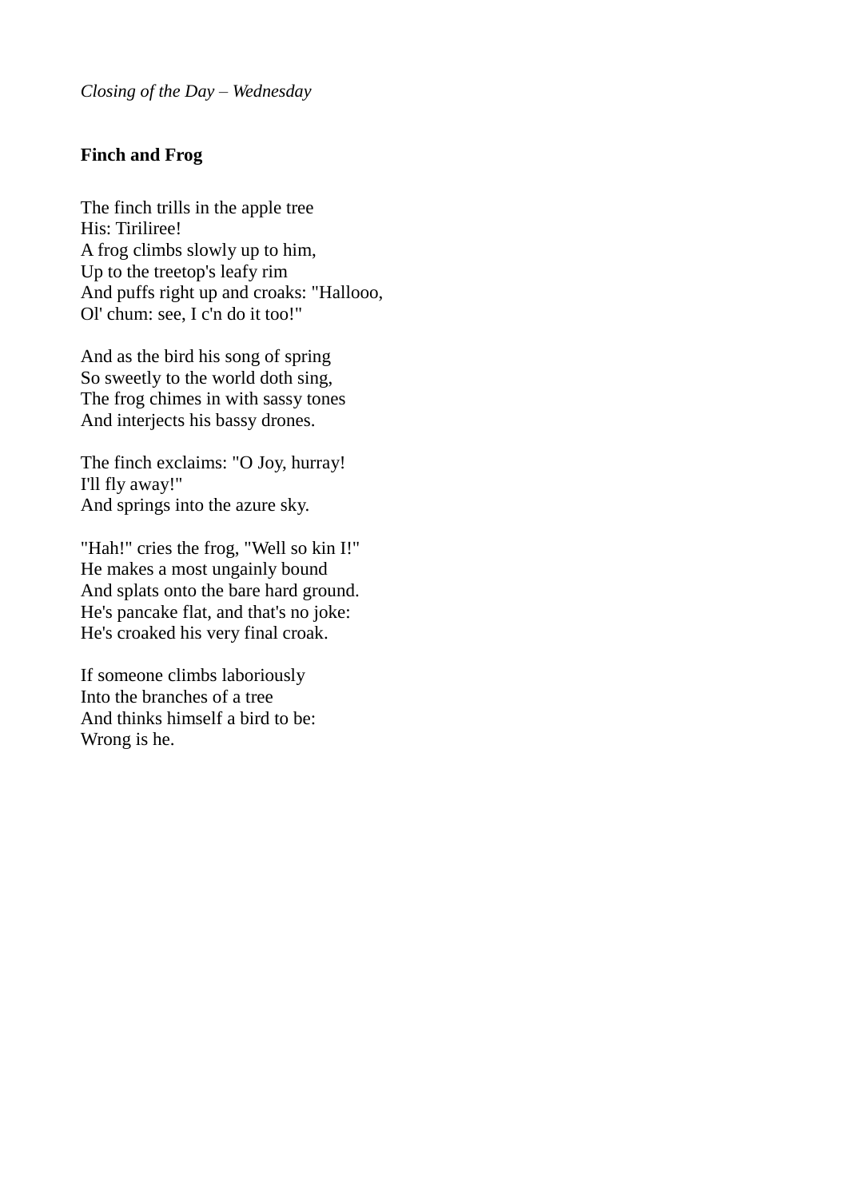*Closing of the Day – Wednesday*

**Finch and Frog**

The finch trills in the apple tree  
His: Tiriliree!  
A frog climbs slowly up to him,  
Up to the treetop's leafy rim  
And puffs right up and croaks: "Hallooo,  
Ol' chum: see, I c'n do it too!"

And as the bird his song of spring  
So sweetly to the world doth sing,  
The frog chimes in with sassy tones  
And interjects his bassy drones.

The finch exclaims: "O Joy, hurray!  
I'll fly away!"  
And springs into the azure sky.

"Hah!" cries the frog, "Well so kin I!"  
He makes a most ungainly bound  
And splats onto the bare hard ground.  
He's pancake flat, and that's no joke:  
He's croaked his very final croak.

If someone climbs laboriously  
Into the branches of a tree  
And thinks himself a bird to be:  
Wrong is he.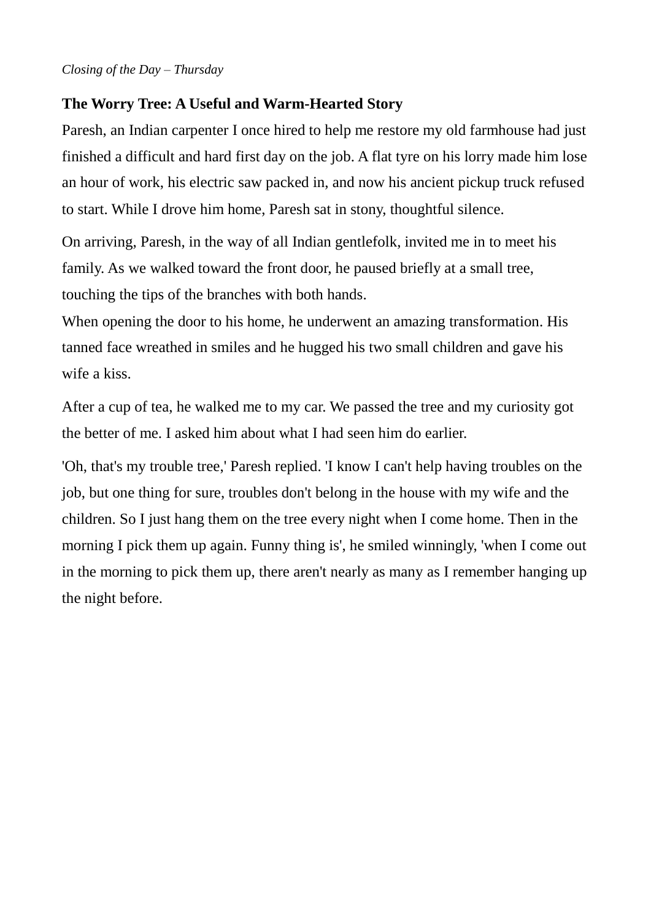*Closing of the Day – Thursday*

**The Worry Tree: A Useful and Warm-Hearted Story**

Paresh, an Indian carpenter I once hired to help me restore my old farmhouse had just finished a difficult and hard first day on the job. A flat tyre on his lorry made him lose an hour of work, his electric saw packed in, and now his ancient pickup truck refused to start. While I drove him home, Paresh sat in stony, thoughtful silence.

On arriving, Paresh, in the way of all Indian gentlefolk, invited me in to meet his family. As we walked toward the front door, he paused briefly at a small tree, touching the tips of the branches with both hands.

When opening the door to his home, he underwent an amazing transformation. His tanned face wreathed in smiles and he hugged his two small children and gave his wife a kiss.

After a cup of tea, he walked me to my car. We passed the tree and my curiosity got the better of me. I asked him about what I had seen him do earlier.

'Oh, that's my trouble tree,' Paresh replied. 'I know I can't help having troubles on the job, but one thing for sure, troubles don't belong in the house with my wife and the children. So I just hang them on the tree every night when I come home. Then in the morning I pick them up again. Funny thing is', he smiled winningly, 'when I come out in the morning to pick them up, there aren't nearly as many as I remember hanging up the night before.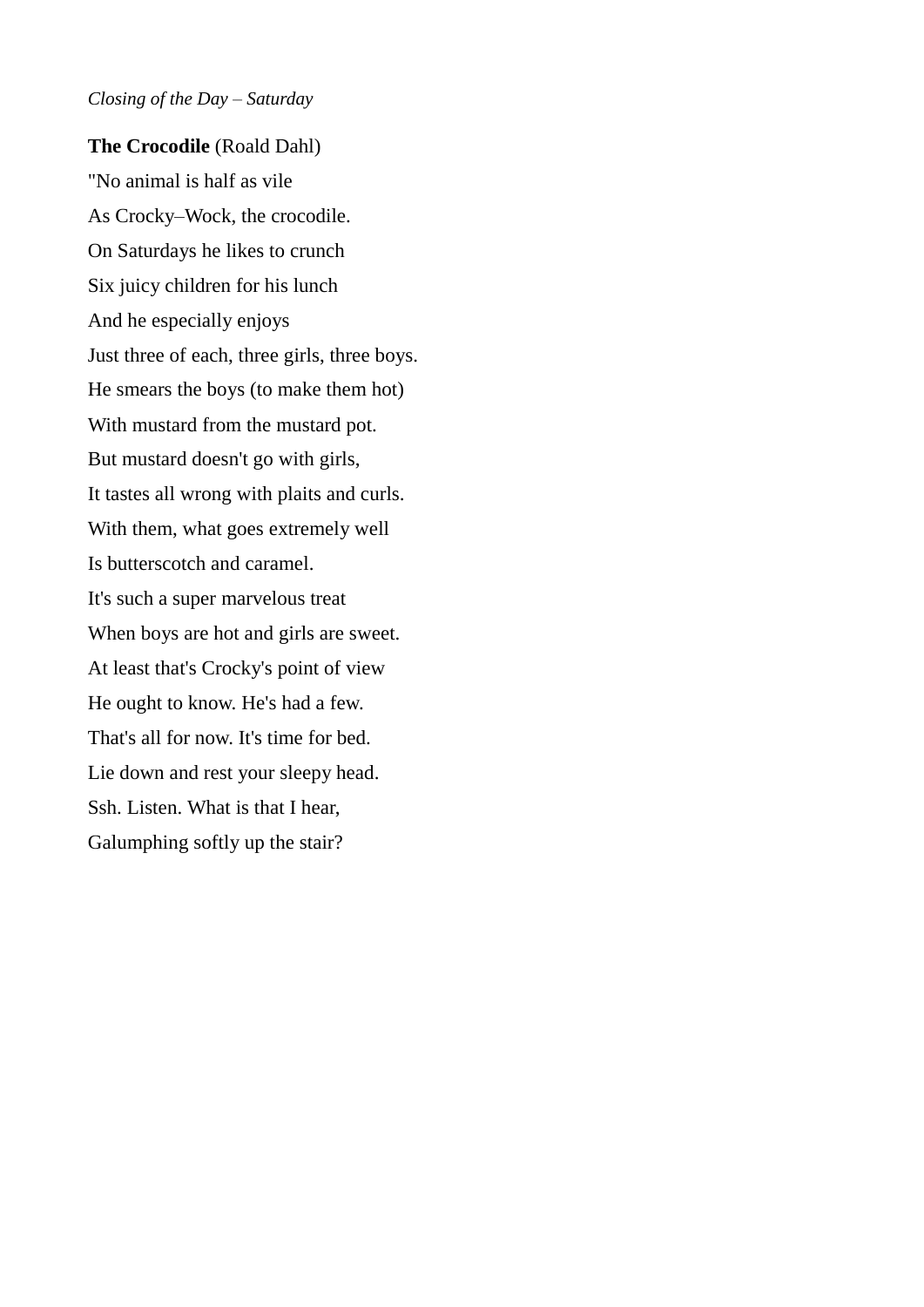*Closing of the Day – Saturday*

**The Crocodile** (Roald Dahl)

"No animal is half as vile

As Crocky–Wock, the crocodile.

On Saturdays he likes to crunch

Six juicy children for his lunch

And he especially enjoys

Just three of each, three girls, three boys.

He smears the boys (to make them hot)

With mustard from the mustard pot.

But mustard doesn't go with girls,

It tastes all wrong with plaits and curls.

With them, what goes extremely well

Is butterscotch and caramel.

It's such a super marvelous treat

When boys are hot and girls are sweet.

At least that's Crocky's point of view

He ought to know. He's had a few.

That's all for now. It's time for bed.

Lie down and rest your sleepy head.

Ssh. Listen. What is that I hear,

Galumphing softly up the stair?